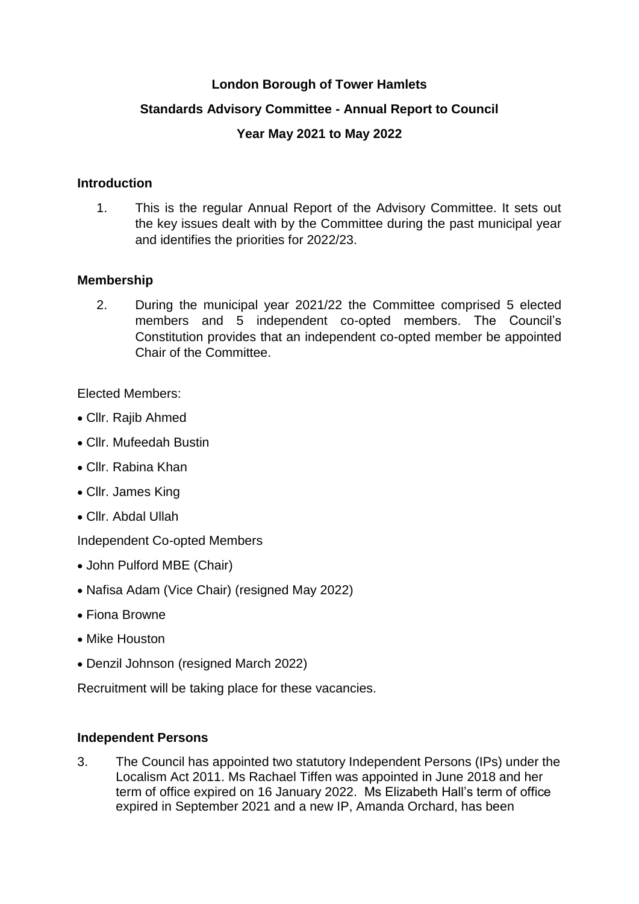**London Borough of Tower Hamlets**

**Standards Advisory Committee - Annual Report to Council**

**Year May 2021 to May 2022**

## Introduction

1. This is the regular Annual Report of the Advisory Committee. It sets out the key issues dealt with by the Committee during the past municipal year and identifies the priorities for 2022/23.

## Membership

2. During the municipal year 2021/22 the Committee comprised 5 elected members and 5 independent co-opted members. The Council's Constitution provides that an independent co-opted member be appointed Chair of the Committee.

Elected Members:

- Cllr. Rajib Ahmed
- Cllr. Mufeedah Bustin
- Cllr. Rabina Khan
- Cllr. James King
- Cllr. Abdal Ullah

Independent Co-opted Members

- John Pulford MBE (Chair)
- Nafisa Adam (Vice Chair) (resigned May 2022)
- Fiona Browne
- Mike Houston
- Denzil Johnson (resigned March 2022)

Recruitment will be taking place for these vacancies.

## Independent Persons

3. The Council has appointed two statutory Independent Persons (IPs) under the Localism Act 2011. Ms Rachael Tiffen was appointed in June 2018 and her term of office expired on 16 January 2022. Ms Elizabeth Hall's term of office expired in September 2021 and a new IP, Amanda Orchard, has been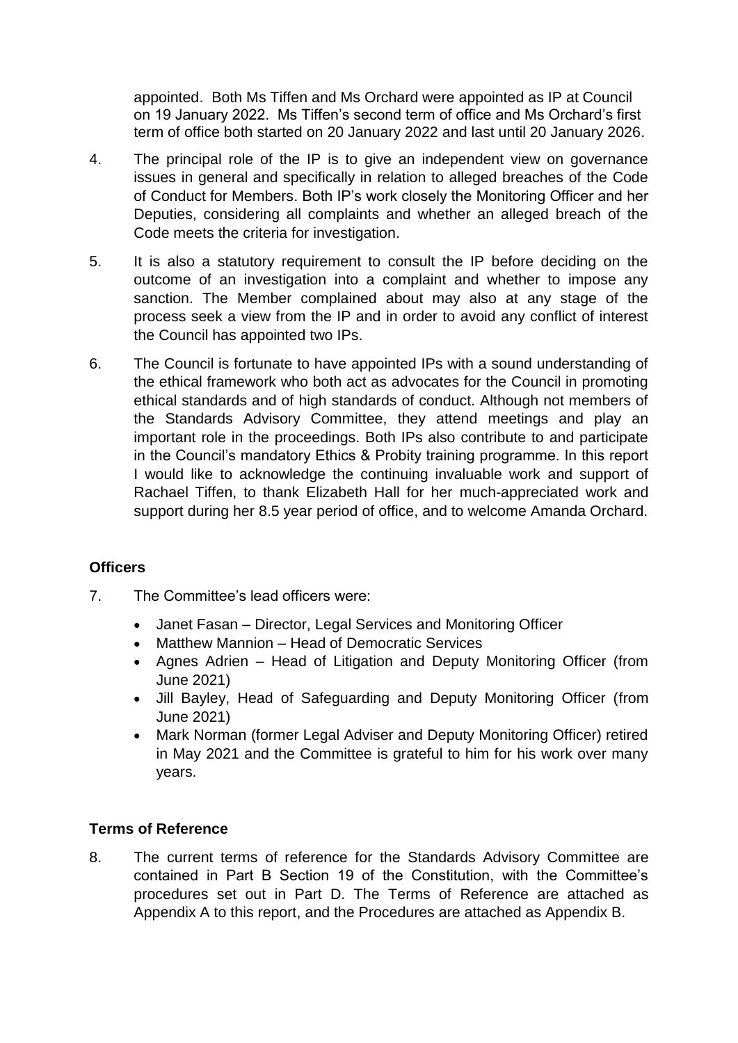appointed. Both Ms Tiffen and Ms Orchard were appointed as IP at Council on 19 January 2022. Ms Tiffen's second term of office and Ms Orchard's first term of office both started on 20 January 2022 and last until 20 January 2026.

4. The principal role of the IP is to give an independent view on governance issues in general and specifically in relation to alleged breaches of the Code of Conduct for Members. Both IP's work closely the Monitoring Officer and her Deputies, considering all complaints and whether an alleged breach of the Code meets the criteria for investigation.

5. It is also a statutory requirement to consult the IP before deciding on the outcome of an investigation into a complaint and whether to impose any sanction. The Member complained about may also at any stage of the process seek a view from the IP and in order to avoid any conflict of interest the Council has appointed two IPs.

6. The Council is fortunate to have appointed IPs with a sound understanding of the ethical framework who both act as advocates for the Council in promoting ethical standards and of high standards of conduct. Although not members of the Standards Advisory Committee, they attend meetings and play an important role in the proceedings. Both IPs also contribute to and participate in the Council's mandatory Ethics & Probity training programme. In this report I would like to acknowledge the continuing invaluable work and support of Rachael Tiffen, to thank Elizabeth Hall for her much-appreciated work and support during her 8.5 year period of office, and to welcome Amanda Orchard.

**Officers**

7. The Committee's lead officers were:

   - Janet Fasan – Director, Legal Services and Monitoring Officer
   - Matthew Mannion – Head of Democratic Services
   - Agnes Adrien – Head of Litigation and Deputy Monitoring Officer (from June 2021)
   - Jill Bayley, Head of Safeguarding and Deputy Monitoring Officer (from June 2021)
   - Mark Norman (former Legal Adviser and Deputy Monitoring Officer) retired in May 2021 and the Committee is grateful to him for his work over many years.

**Terms of Reference**

8. The current terms of reference for the Standards Advisory Committee are contained in Part B Section 19 of the Constitution, with the Committee's procedures set out in Part D. The Terms of Reference are attached as Appendix A to this report, and the Procedures are attached as Appendix B.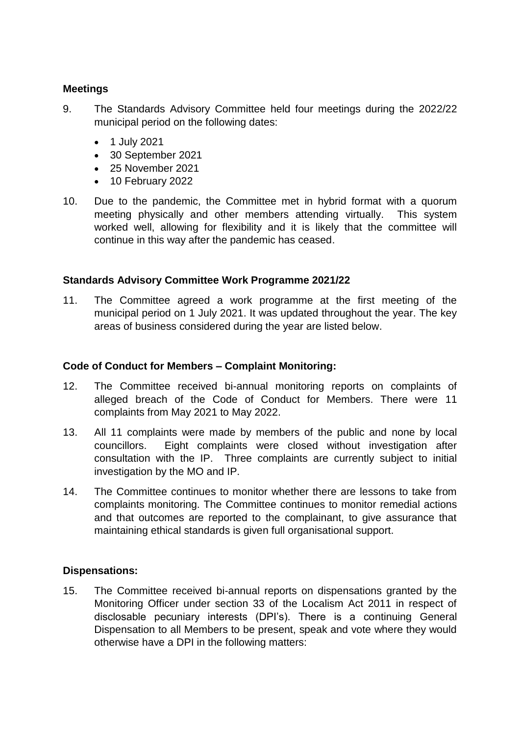**Meetings**

9. The Standards Advisory Committee held four meetings during the 2022/22 municipal period on the following dates:

   - 1 July 2021
   - 30 September 2021
   - 25 November 2021
   - 10 February 2022

10. Due to the pandemic, the Committee met in hybrid format with a quorum meeting physically and other members attending virtually. This system worked well, allowing for flexibility and it is likely that the committee will continue in this way after the pandemic has ceased.

**Standards Advisory Committee Work Programme 2021/22**

11. The Committee agreed a work programme at the first meeting of the municipal period on 1 July 2021. It was updated throughout the year. The key areas of business considered during the year are listed below.

**Code of Conduct for Members – Complaint Monitoring:**

12. The Committee received bi-annual monitoring reports on complaints of alleged breach of the Code of Conduct for Members. There were 11 complaints from May 2021 to May 2022.

13. All 11 complaints were made by members of the public and none by local councillors. Eight complaints were closed without investigation after consultation with the IP. Three complaints are currently subject to initial investigation by the MO and IP.

14. The Committee continues to monitor whether there are lessons to take from complaints monitoring. The Committee continues to monitor remedial actions and that outcomes are reported to the complainant, to give assurance that maintaining ethical standards is given full organisational support.

**Dispensations:**

15. The Committee received bi-annual reports on dispensations granted by the Monitoring Officer under section 33 of the Localism Act 2011 in respect of disclosable pecuniary interests (DPI's). There is a continuing General Dispensation to all Members to be present, speak and vote where they would otherwise have a DPI in the following matters: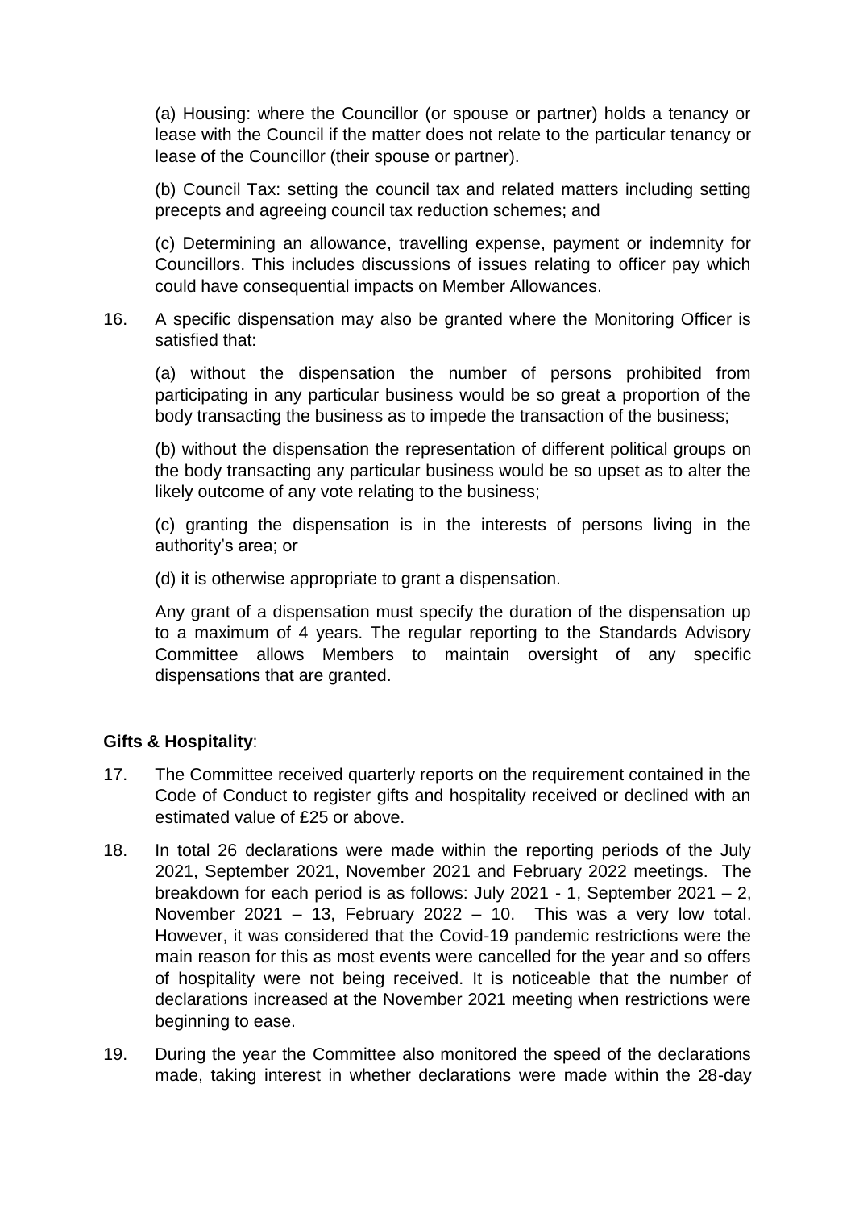(a) Housing: where the Councillor (or spouse or partner) holds a tenancy or lease with the Council if the matter does not relate to the particular tenancy or lease of the Councillor (their spouse or partner).

(b) Council Tax: setting the council tax and related matters including setting precepts and agreeing council tax reduction schemes; and

(c) Determining an allowance, travelling expense, payment or indemnity for Councillors. This includes discussions of issues relating to officer pay which could have consequential impacts on Member Allowances.

16. A specific dispensation may also be granted where the Monitoring Officer is satisfied that:

    (a) without the dispensation the number of persons prohibited from participating in any particular business would be so great a proportion of the body transacting the business as to impede the transaction of the business;

    (b) without the dispensation the representation of different political groups on the body transacting any particular business would be so upset as to alter the likely outcome of any vote relating to the business;

    (c) granting the dispensation is in the interests of persons living in the authority's area; or

    (d) it is otherwise appropriate to grant a dispensation.

    Any grant of a dispensation must specify the duration of the dispensation up to a maximum of 4 years. The regular reporting to the Standards Advisory Committee allows Members to maintain oversight of any specific dispensations that are granted.

**Gifts & Hospitality**:

17. The Committee received quarterly reports on the requirement contained in the Code of Conduct to register gifts and hospitality received or declined with an estimated value of £25 or above.

18. In total 26 declarations were made within the reporting periods of the July 2021, September 2021, November 2021 and February 2022 meetings. The breakdown for each period is as follows: July 2021 - 1, September 2021 – 2, November 2021 – 13, February 2022 – 10. This was a very low total. However, it was considered that the Covid-19 pandemic restrictions were the main reason for this as most events were cancelled for the year and so offers of hospitality were not being received. It is noticeable that the number of declarations increased at the November 2021 meeting when restrictions were beginning to ease.

19. During the year the Committee also monitored the speed of the declarations made, taking interest in whether declarations were made within the 28-day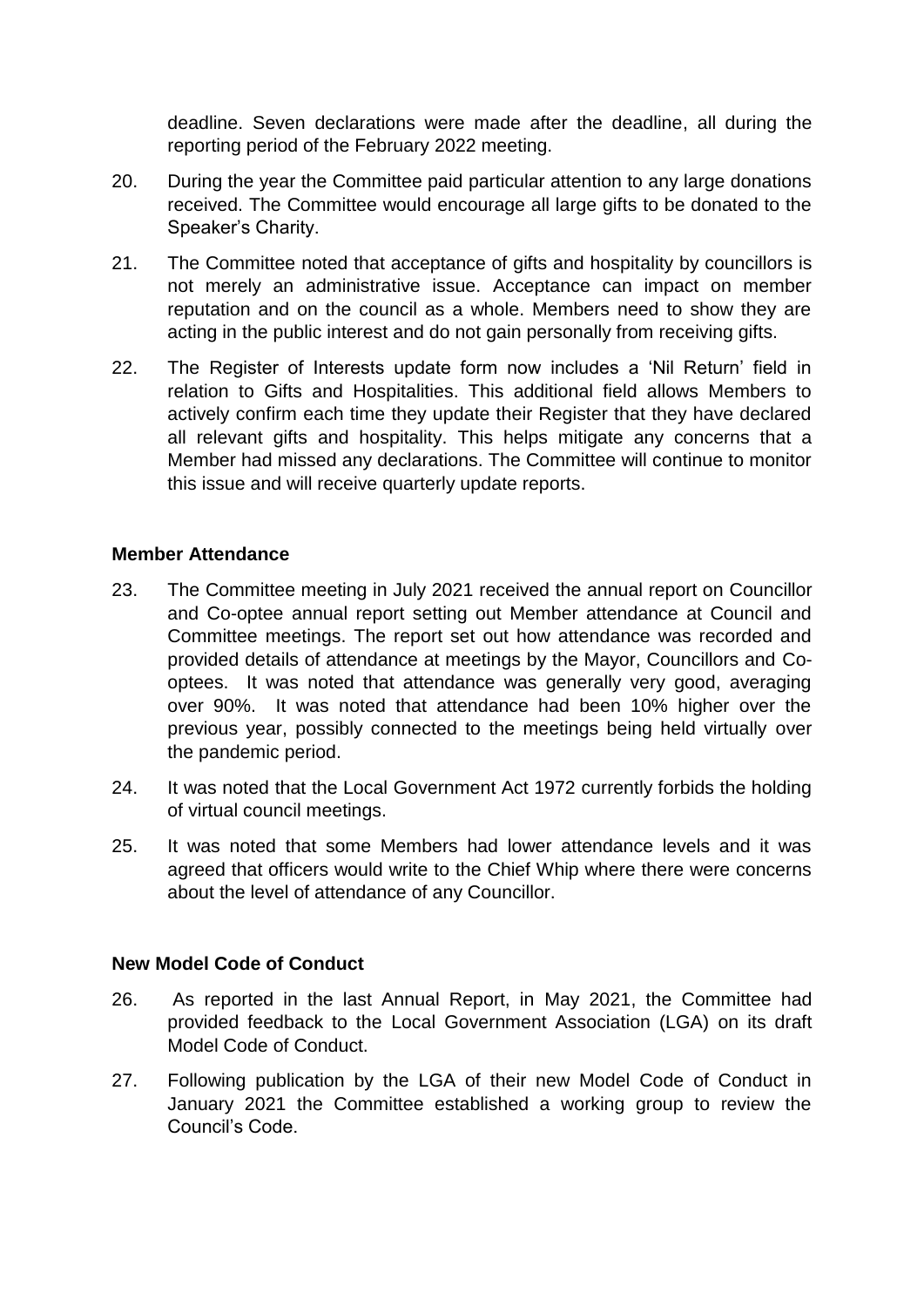deadline. Seven declarations were made after the deadline, all during the reporting period of the February 2022 meeting.

20. During the year the Committee paid particular attention to any large donations received. The Committee would encourage all large gifts to be donated to the Speaker's Charity.

21. The Committee noted that acceptance of gifts and hospitality by councillors is not merely an administrative issue. Acceptance can impact on member reputation and on the council as a whole. Members need to show they are acting in the public interest and do not gain personally from receiving gifts.

22. The Register of Interests update form now includes a 'Nil Return' field in relation to Gifts and Hospitalities. This additional field allows Members to actively confirm each time they update their Register that they have declared all relevant gifts and hospitality. This helps mitigate any concerns that a Member had missed any declarations. The Committee will continue to monitor this issue and will receive quarterly update reports.

**Member Attendance**

23. The Committee meeting in July 2021 received the annual report on Councillor and Co-optee annual report setting out Member attendance at Council and Committee meetings. The report set out how attendance was recorded and provided details of attendance at meetings by the Mayor, Councillors and Co-optees. It was noted that attendance was generally very good, averaging over 90%. It was noted that attendance had been 10% higher over the previous year, possibly connected to the meetings being held virtually over the pandemic period.

24. It was noted that the Local Government Act 1972 currently forbids the holding of virtual council meetings.

25. It was noted that some Members had lower attendance levels and it was agreed that officers would write to the Chief Whip where there were concerns about the level of attendance of any Councillor.

**New Model Code of Conduct**

26. As reported in the last Annual Report, in May 2021, the Committee had provided feedback to the Local Government Association (LGA) on its draft Model Code of Conduct.

27. Following publication by the LGA of their new Model Code of Conduct in January 2021 the Committee established a working group to review the Council's Code.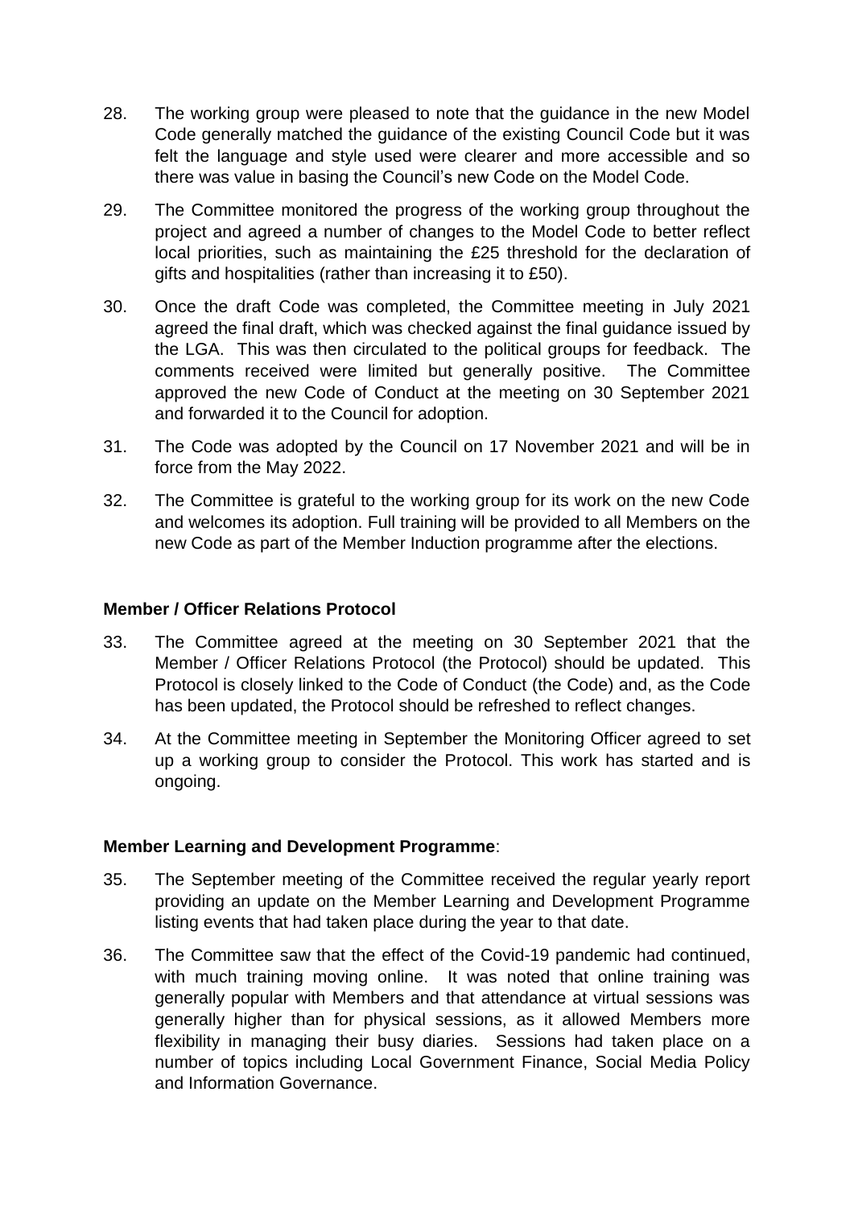28. The working group were pleased to note that the guidance in the new Model Code generally matched the guidance of the existing Council Code but it was felt the language and style used were clearer and more accessible and so there was value in basing the Council's new Code on the Model Code.

29. The Committee monitored the progress of the working group throughout the project and agreed a number of changes to the Model Code to better reflect local priorities, such as maintaining the £25 threshold for the declaration of gifts and hospitalities (rather than increasing it to £50).

30. Once the draft Code was completed, the Committee meeting in July 2021 agreed the final draft, which was checked against the final guidance issued by the LGA. This was then circulated to the political groups for feedback. The comments received were limited but generally positive. The Committee approved the new Code of Conduct at the meeting on 30 September 2021 and forwarded it to the Council for adoption.

31. The Code was adopted by the Council on 17 November 2021 and will be in force from the May 2022.

32. The Committee is grateful to the working group for its work on the new Code and welcomes its adoption. Full training will be provided to all Members on the new Code as part of the Member Induction programme after the elections.

**Member / Officer Relations Protocol**

33. The Committee agreed at the meeting on 30 September 2021 that the Member / Officer Relations Protocol (the Protocol) should be updated. This Protocol is closely linked to the Code of Conduct (the Code) and, as the Code has been updated, the Protocol should be refreshed to reflect changes.

34. At the Committee meeting in September the Monitoring Officer agreed to set up a working group to consider the Protocol. This work has started and is ongoing.

**Member Learning and Development Programme**:

35. The September meeting of the Committee received the regular yearly report providing an update on the Member Learning and Development Programme listing events that had taken place during the year to that date.

36. The Committee saw that the effect of the Covid-19 pandemic had continued, with much training moving online. It was noted that online training was generally popular with Members and that attendance at virtual sessions was generally higher than for physical sessions, as it allowed Members more flexibility in managing their busy diaries. Sessions had taken place on a number of topics including Local Government Finance, Social Media Policy and Information Governance.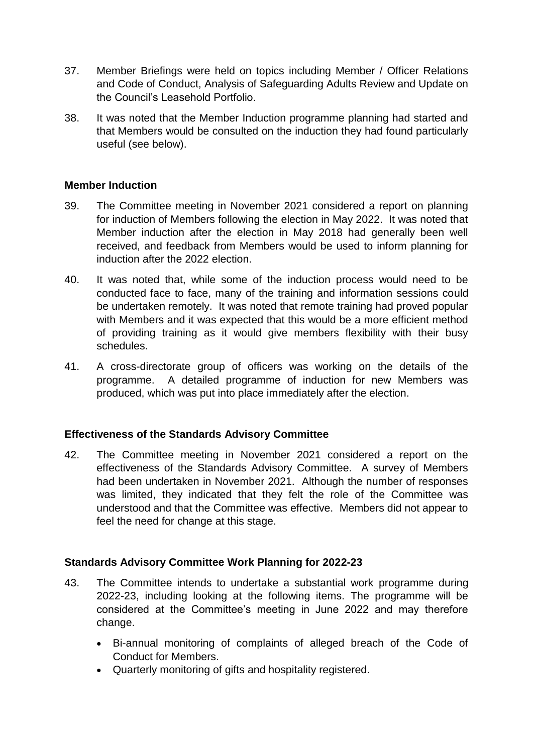37. Member Briefings were held on topics including Member / Officer Relations and Code of Conduct, Analysis of Safeguarding Adults Review and Update on the Council's Leasehold Portfolio.

38. It was noted that the Member Induction programme planning had started and that Members would be consulted on the induction they had found particularly useful (see below).

**Member Induction**

39. The Committee meeting in November 2021 considered a report on planning for induction of Members following the election in May 2022. It was noted that Member induction after the election in May 2018 had generally been well received, and feedback from Members would be used to inform planning for induction after the 2022 election.

40. It was noted that, while some of the induction process would need to be conducted face to face, many of the training and information sessions could be undertaken remotely. It was noted that remote training had proved popular with Members and it was expected that this would be a more efficient method of providing training as it would give members flexibility with their busy schedules.

41. A cross-directorate group of officers was working on the details of the programme. A detailed programme of induction for new Members was produced, which was put into place immediately after the election.

**Effectiveness of the Standards Advisory Committee**

42. The Committee meeting in November 2021 considered a report on the effectiveness of the Standards Advisory Committee. A survey of Members had been undertaken in November 2021. Although the number of responses was limited, they indicated that they felt the role of the Committee was understood and that the Committee was effective. Members did not appear to feel the need for change at this stage.

**Standards Advisory Committee Work Planning for 2022-23**

43. The Committee intends to undertake a substantial work programme during 2022-23, including looking at the following items. The programme will be considered at the Committee's meeting in June 2022 and may therefore change.

    - Bi-annual monitoring of complaints of alleged breach of the Code of Conduct for Members.
    - Quarterly monitoring of gifts and hospitality registered.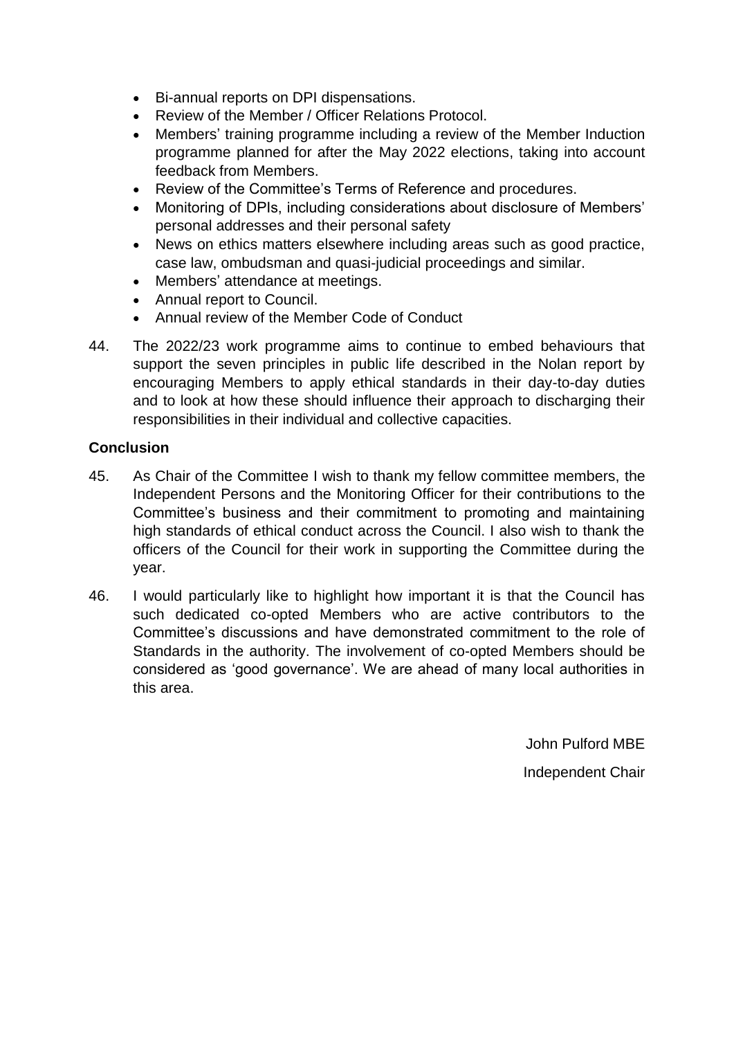- Bi-annual reports on DPI dispensations.
- Review of the Member / Officer Relations Protocol.
- Members' training programme including a review of the Member Induction programme planned for after the May 2022 elections, taking into account feedback from Members.
- Review of the Committee's Terms of Reference and procedures.
- Monitoring of DPIs, including considerations about disclosure of Members' personal addresses and their personal safety
- News on ethics matters elsewhere including areas such as good practice, case law, ombudsman and quasi-judicial proceedings and similar.
- Members' attendance at meetings.
- Annual report to Council.
- Annual review of the Member Code of Conduct

44. The 2022/23 work programme aims to continue to embed behaviours that support the seven principles in public life described in the Nolan report by encouraging Members to apply ethical standards in their day-to-day duties and to look at how these should influence their approach to discharging their responsibilities in their individual and collective capacities.

**Conclusion**

45. As Chair of the Committee I wish to thank my fellow committee members, the Independent Persons and the Monitoring Officer for their contributions to the Committee's business and their commitment to promoting and maintaining high standards of ethical conduct across the Council. I also wish to thank the officers of the Council for their work in supporting the Committee during the year.

46. I would particularly like to highlight how important it is that the Council has such dedicated co-opted Members who are active contributors to the Committee's discussions and have demonstrated commitment to the role of Standards in the authority. The involvement of co-opted Members should be considered as 'good governance'. We are ahead of many local authorities in this area.

John Pulford MBE

Independent Chair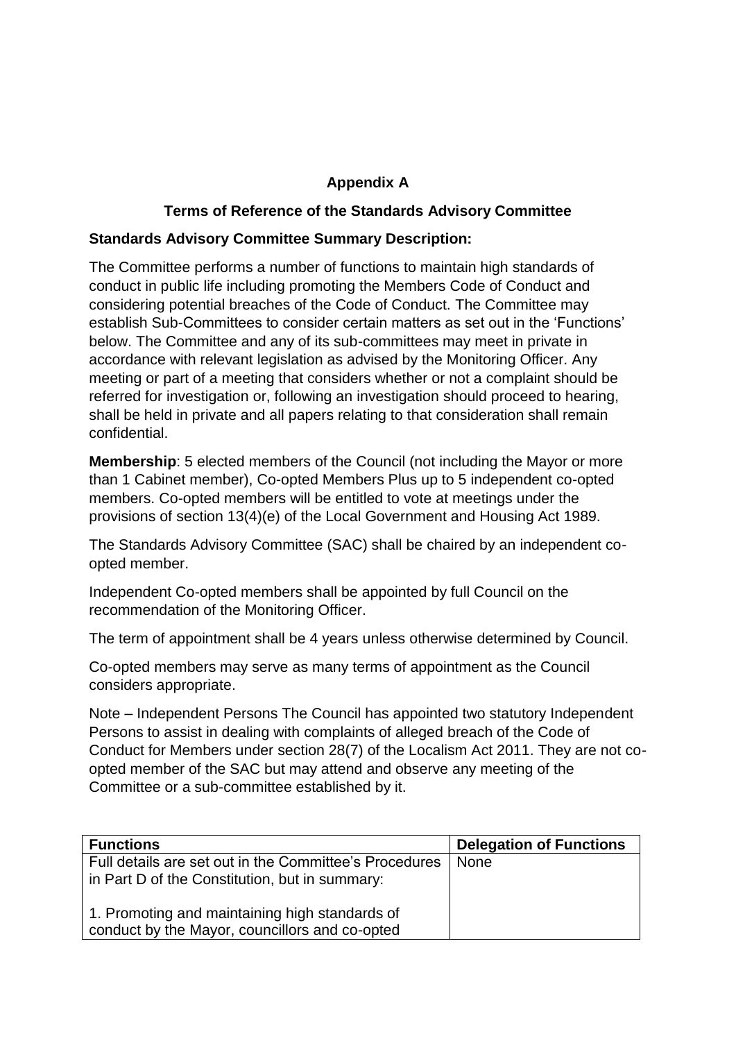## Appendix A

### Terms of Reference of the Standards Advisory Committee

**Standards Advisory Committee Summary Description:**

The Committee performs a number of functions to maintain high standards of conduct in public life including promoting the Members Code of Conduct and considering potential breaches of the Code of Conduct. The Committee may establish Sub-Committees to consider certain matters as set out in the 'Functions' below. The Committee and any of its sub-committees may meet in private in accordance with relevant legislation as advised by the Monitoring Officer. Any meeting or part of a meeting that considers whether or not a complaint should be referred for investigation or, following an investigation should proceed to hearing, shall be held in private and all papers relating to that consideration shall remain confidential.

**Membership**: 5 elected members of the Council (not including the Mayor or more than 1 Cabinet member), Co-opted Members Plus up to 5 independent co-opted members. Co-opted members will be entitled to vote at meetings under the provisions of section 13(4)(e) of the Local Government and Housing Act 1989.

The Standards Advisory Committee (SAC) shall be chaired by an independent co-opted member.

Independent Co-opted members shall be appointed by full Council on the recommendation of the Monitoring Officer.

The term of appointment shall be 4 years unless otherwise determined by Council.

Co-opted members may serve as many terms of appointment as the Council considers appropriate.

Note – Independent Persons The Council has appointed two statutory Independent Persons to assist in dealing with complaints of alleged breach of the Code of Conduct for Members under section 28(7) of the Localism Act 2011. They are not co-opted member of the SAC but may attend and observe any meeting of the Committee or a sub-committee established by it.

| Functions | Delegation of Functions |
|---|---|
| Full details are set out in the Committee's Procedures in Part D of the Constitution, but in summary:<br><br>1. Promoting and maintaining high standards of conduct by the Mayor, councillors and co-opted | None |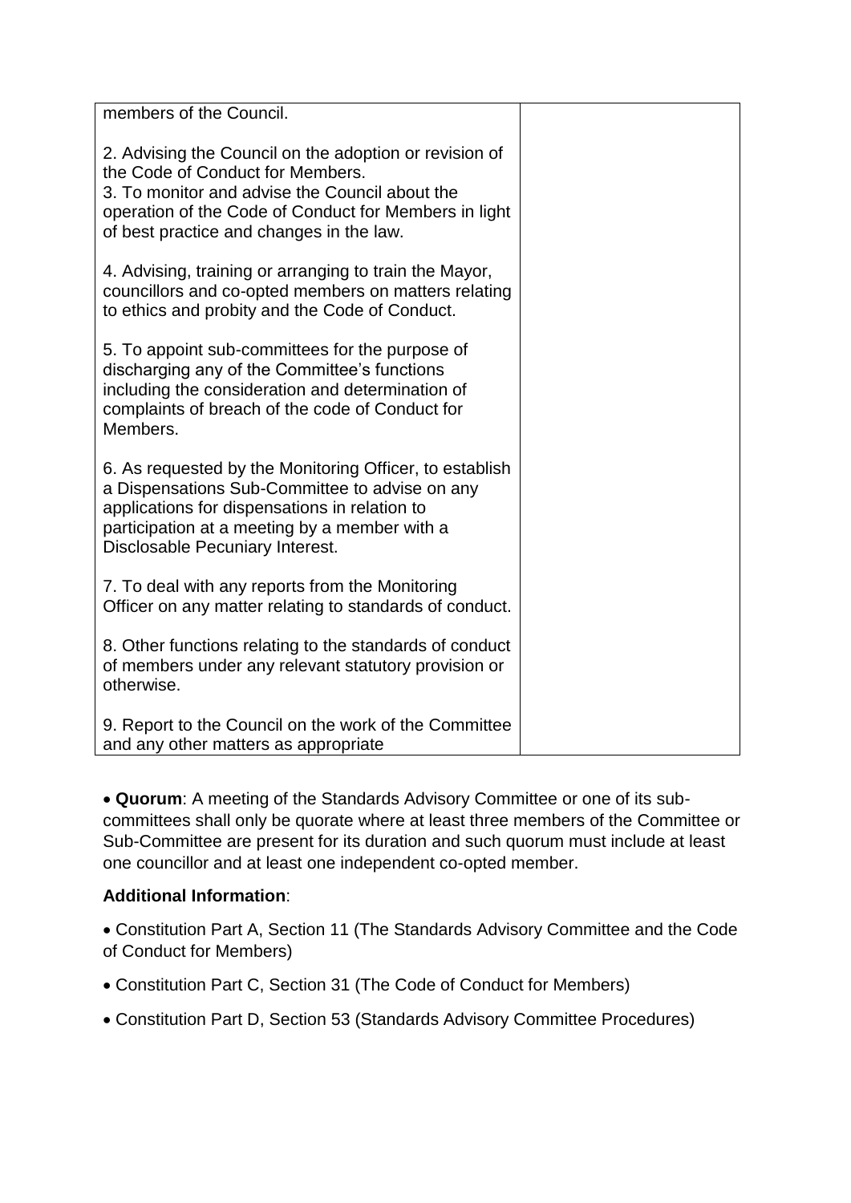| | |
|---|---|
| members of the Council.<br><br>2. Advising the Council on the adoption or revision of the Code of Conduct for Members.<br>3. To monitor and advise the Council about the operation of the Code of Conduct for Members in light of best practice and changes in the law.<br><br>4. Advising, training or arranging to train the Mayor, councillors and co-opted members on matters relating to ethics and probity and the Code of Conduct.<br><br>5. To appoint sub-committees for the purpose of discharging any of the Committee's functions including the consideration and determination of complaints of breach of the code of Conduct for Members.<br><br>6. As requested by the Monitoring Officer, to establish a Dispensations Sub-Committee to advise on any applications for dispensations in relation to participation at a meeting by a member with a Disclosable Pecuniary Interest.<br><br>7. To deal with any reports from the Monitoring Officer on any matter relating to standards of conduct.<br><br>8. Other functions relating to the standards of conduct of members under any relevant statutory provision or otherwise.<br><br>9. Report to the Council on the work of the Committee and any other matters as appropriate | |

- **Quorum**: A meeting of the Standards Advisory Committee or one of its sub-committees shall only be quorate where at least three members of the Committee or Sub-Committee are present for its duration and such quorum must include at least one councillor and at least one independent co-opted member.

**Additional Information**:

- Constitution Part A, Section 11 (The Standards Advisory Committee and the Code of Conduct for Members)
- Constitution Part C, Section 31 (The Code of Conduct for Members)
- Constitution Part D, Section 53 (Standards Advisory Committee Procedures)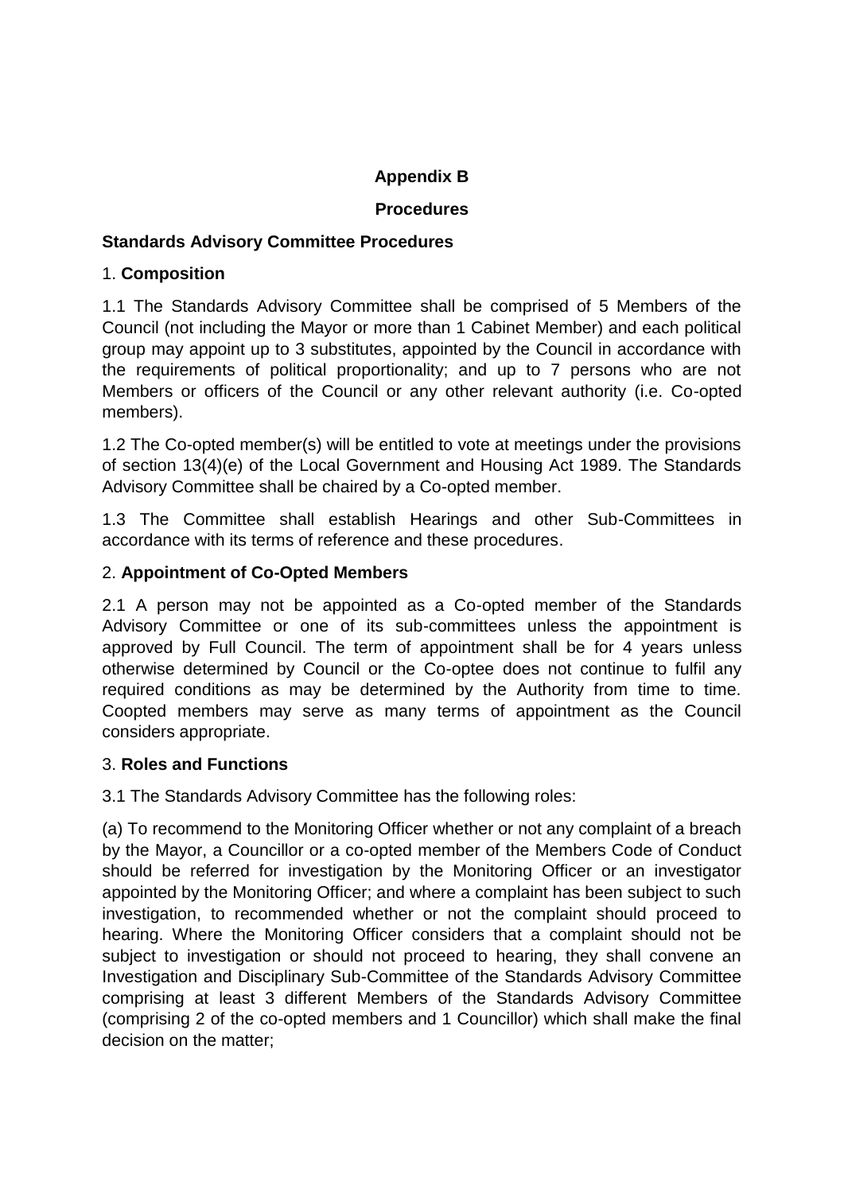**Appendix B**

**Procedures**

**Standards Advisory Committee Procedures**

1. **Composition**

1.1 The Standards Advisory Committee shall be comprised of 5 Members of the Council (not including the Mayor or more than 1 Cabinet Member) and each political group may appoint up to 3 substitutes, appointed by the Council in accordance with the requirements of political proportionality; and up to 7 persons who are not Members or officers of the Council or any other relevant authority (i.e. Co-opted members).

1.2 The Co-opted member(s) will be entitled to vote at meetings under the provisions of section 13(4)(e) of the Local Government and Housing Act 1989. The Standards Advisory Committee shall be chaired by a Co-opted member.

1.3 The Committee shall establish Hearings and other Sub-Committees in accordance with its terms of reference and these procedures.

2. **Appointment of Co-Opted Members**

2.1 A person may not be appointed as a Co-opted member of the Standards Advisory Committee or one of its sub-committees unless the appointment is approved by Full Council. The term of appointment shall be for 4 years unless otherwise determined by Council or the Co-optee does not continue to fulfil any required conditions as may be determined by the Authority from time to time. Coopted members may serve as many terms of appointment as the Council considers appropriate.

3. **Roles and Functions**

3.1 The Standards Advisory Committee has the following roles:

(a) To recommend to the Monitoring Officer whether or not any complaint of a breach by the Mayor, a Councillor or a co-opted member of the Members Code of Conduct should be referred for investigation by the Monitoring Officer or an investigator appointed by the Monitoring Officer; and where a complaint has been subject to such investigation, to recommended whether or not the complaint should proceed to hearing. Where the Monitoring Officer considers that a complaint should not be subject to investigation or should not proceed to hearing, they shall convene an Investigation and Disciplinary Sub-Committee of the Standards Advisory Committee comprising at least 3 different Members of the Standards Advisory Committee (comprising 2 of the co-opted members and 1 Councillor) which shall make the final decision on the matter;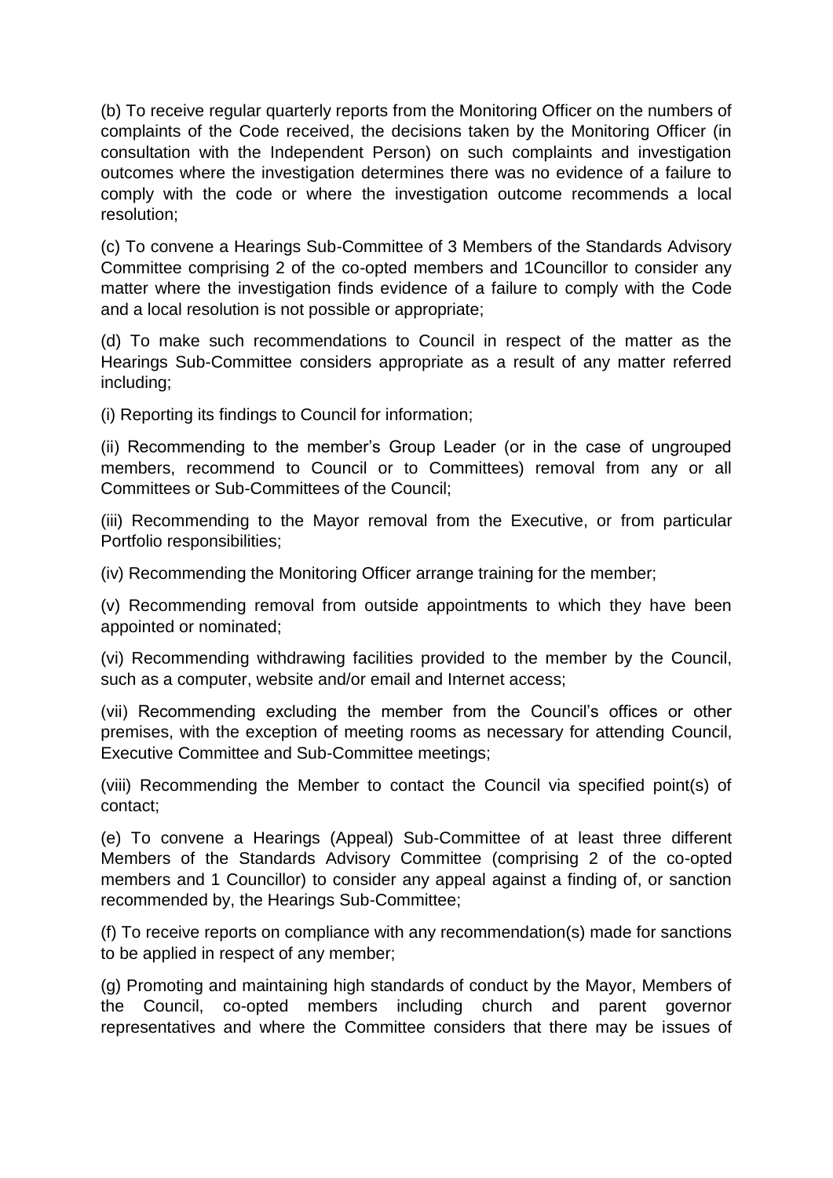(b) To receive regular quarterly reports from the Monitoring Officer on the numbers of complaints of the Code received, the decisions taken by the Monitoring Officer (in consultation with the Independent Person) on such complaints and investigation outcomes where the investigation determines there was no evidence of a failure to comply with the code or where the investigation outcome recommends a local resolution;

(c) To convene a Hearings Sub-Committee of 3 Members of the Standards Advisory Committee comprising 2 of the co-opted members and 1Councillor to consider any matter where the investigation finds evidence of a failure to comply with the Code and a local resolution is not possible or appropriate;

(d) To make such recommendations to Council in respect of the matter as the Hearings Sub-Committee considers appropriate as a result of any matter referred including;

(i) Reporting its findings to Council for information;

(ii) Recommending to the member's Group Leader (or in the case of ungrouped members, recommend to Council or to Committees) removal from any or all Committees or Sub-Committees of the Council;

(iii) Recommending to the Mayor removal from the Executive, or from particular Portfolio responsibilities;

(iv) Recommending the Monitoring Officer arrange training for the member;

(v) Recommending removal from outside appointments to which they have been appointed or nominated;

(vi) Recommending withdrawing facilities provided to the member by the Council, such as a computer, website and/or email and Internet access;

(vii) Recommending excluding the member from the Council's offices or other premises, with the exception of meeting rooms as necessary for attending Council, Executive Committee and Sub-Committee meetings;

(viii) Recommending the Member to contact the Council via specified point(s) of contact;

(e) To convene a Hearings (Appeal) Sub-Committee of at least three different Members of the Standards Advisory Committee (comprising 2 of the co-opted members and 1 Councillor) to consider any appeal against a finding of, or sanction recommended by, the Hearings Sub-Committee;

(f) To receive reports on compliance with any recommendation(s) made for sanctions to be applied in respect of any member;

(g) Promoting and maintaining high standards of conduct by the Mayor, Members of the Council, co-opted members including church and parent governor representatives and where the Committee considers that there may be issues of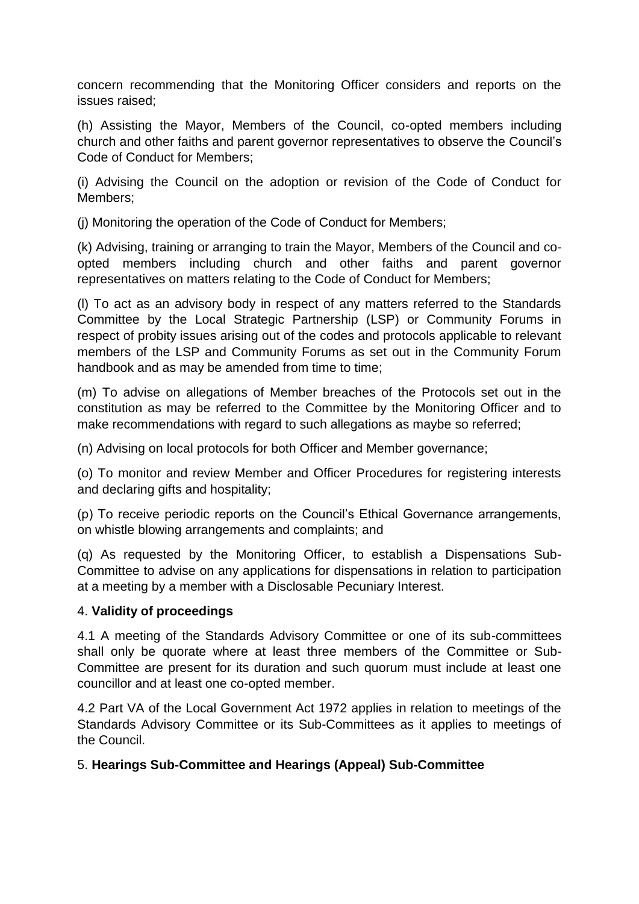concern recommending that the Monitoring Officer considers and reports on the issues raised;

(h) Assisting the Mayor, Members of the Council, co-opted members including church and other faiths and parent governor representatives to observe the Council's Code of Conduct for Members;

(i) Advising the Council on the adoption or revision of the Code of Conduct for Members;

(j) Monitoring the operation of the Code of Conduct for Members;

(k) Advising, training or arranging to train the Mayor, Members of the Council and co-opted members including church and other faiths and parent governor representatives on matters relating to the Code of Conduct for Members;

(l) To act as an advisory body in respect of any matters referred to the Standards Committee by the Local Strategic Partnership (LSP) or Community Forums in respect of probity issues arising out of the codes and protocols applicable to relevant members of the LSP and Community Forums as set out in the Community Forum handbook and as may be amended from time to time;

(m) To advise on allegations of Member breaches of the Protocols set out in the constitution as may be referred to the Committee by the Monitoring Officer and to make recommendations with regard to such allegations as maybe so referred;

(n) Advising on local protocols for both Officer and Member governance;

(o) To monitor and review Member and Officer Procedures for registering interests and declaring gifts and hospitality;

(p) To receive periodic reports on the Council's Ethical Governance arrangements, on whistle blowing arrangements and complaints; and

(q) As requested by the Monitoring Officer, to establish a Dispensations Sub-Committee to advise on any applications for dispensations in relation to participation at a meeting by a member with a Disclosable Pecuniary Interest.

4. **Validity of proceedings**

4.1 A meeting of the Standards Advisory Committee or one of its sub-committees shall only be quorate where at least three members of the Committee or Sub-Committee are present for its duration and such quorum must include at least one councillor and at least one co-opted member.

4.2 Part VA of the Local Government Act 1972 applies in relation to meetings of the Standards Advisory Committee or its Sub-Committees as it applies to meetings of the Council.

5. **Hearings Sub-Committee and Hearings (Appeal) Sub-Committee**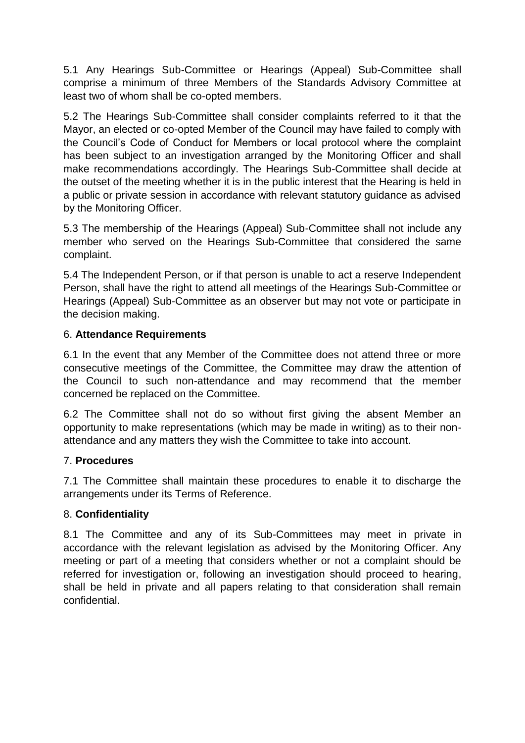5.1 Any Hearings Sub-Committee or Hearings (Appeal) Sub-Committee shall comprise a minimum of three Members of the Standards Advisory Committee at least two of whom shall be co-opted members.

5.2 The Hearings Sub-Committee shall consider complaints referred to it that the Mayor, an elected or co-opted Member of the Council may have failed to comply with the Council's Code of Conduct for Members or local protocol where the complaint has been subject to an investigation arranged by the Monitoring Officer and shall make recommendations accordingly. The Hearings Sub-Committee shall decide at the outset of the meeting whether it is in the public interest that the Hearing is held in a public or private session in accordance with relevant statutory guidance as advised by the Monitoring Officer.

5.3 The membership of the Hearings (Appeal) Sub-Committee shall not include any member who served on the Hearings Sub-Committee that considered the same complaint.

5.4 The Independent Person, or if that person is unable to act a reserve Independent Person, shall have the right to attend all meetings of the Hearings Sub-Committee or Hearings (Appeal) Sub-Committee as an observer but may not vote or participate in the decision making.

6. **Attendance Requirements**

6.1 In the event that any Member of the Committee does not attend three or more consecutive meetings of the Committee, the Committee may draw the attention of the Council to such non-attendance and may recommend that the member concerned be replaced on the Committee.

6.2 The Committee shall not do so without first giving the absent Member an opportunity to make representations (which may be made in writing) as to their non-attendance and any matters they wish the Committee to take into account.

7. **Procedures**

7.1 The Committee shall maintain these procedures to enable it to discharge the arrangements under its Terms of Reference.

8. **Confidentiality**

8.1 The Committee and any of its Sub-Committees may meet in private in accordance with the relevant legislation as advised by the Monitoring Officer. Any meeting or part of a meeting that considers whether or not a complaint should be referred for investigation or, following an investigation should proceed to hearing, shall be held in private and all papers relating to that consideration shall remain confidential.